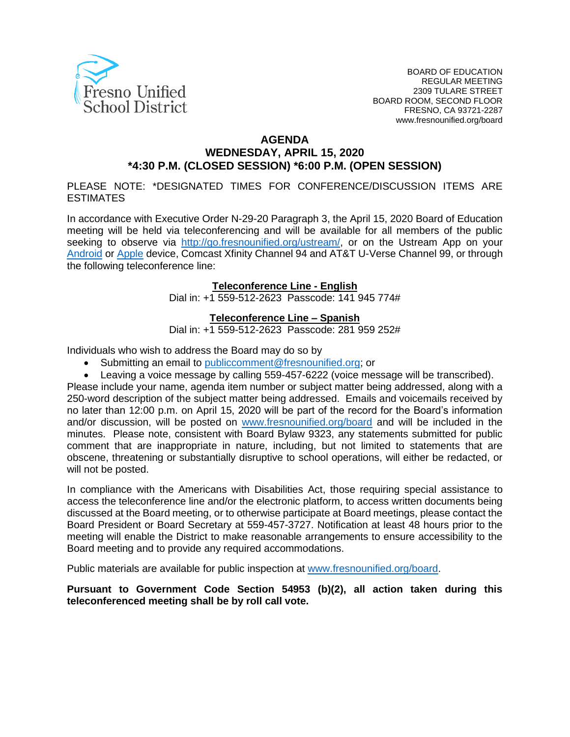Fresno Unified School District

BOARD OF EDUCATION
REGULAR MEETING
2309 TULARE STREET
BOARD ROOM, SECOND FLOOR
FRESNO, CA 93721-2287
www.fresnounified.org/board

# AGENDA
## WEDNESDAY, APRIL 15, 2020
## *4:30 P.M. (CLOSED SESSION) *6:00 P.M. (OPEN SESSION)

PLEASE NOTE: *DESIGNATED TIMES FOR CONFERENCE/DISCUSSION ITEMS ARE ESTIMATES

In accordance with Executive Order N-29-20 Paragraph 3, the April 15, 2020 Board of Education meeting will be held via teleconferencing and will be available for all members of the public seeking to observe via http://go.fresnounified.org/ustream/, or on the Ustream App on your Android or Apple device, Comcast Xfinity Channel 94 and AT&T U-Verse Channel 99, or through the following teleconference line:

**Teleconference Line - English**
Dial in: +1 559-512-2623 Passcode: 141 945 774#

**Teleconference Line – Spanish**
Dial in: +1 559-512-2623 Passcode: 281 959 252#

Individuals who wish to address the Board may do so by

- Submitting an email to publiccomment@fresnounified.org; or
- Leaving a voice message by calling 559-457-6222 (voice message will be transcribed).

Please include your name, agenda item number or subject matter being addressed, along with a 250-word description of the subject matter being addressed. Emails and voicemails received by no later than 12:00 p.m. on April 15, 2020 will be part of the record for the Board's information and/or discussion, will be posted on www.fresnounified.org/board and will be included in the minutes. Please note, consistent with Board Bylaw 9323, any statements submitted for public comment that are inappropriate in nature, including, but not limited to statements that are obscene, threatening or substantially disruptive to school operations, will either be redacted, or will not be posted.

In compliance with the Americans with Disabilities Act, those requiring special assistance to access the teleconference line and/or the electronic platform, to access written documents being discussed at the Board meeting, or to otherwise participate at Board meetings, please contact the Board President or Board Secretary at 559-457-3727. Notification at least 48 hours prior to the meeting will enable the District to make reasonable arrangements to ensure accessibility to the Board meeting and to provide any required accommodations.

Public materials are available for public inspection at www.fresnounified.org/board.

**Pursuant to Government Code Section 54953 (b)(2), all action taken during this teleconferenced meeting shall be by roll call vote.**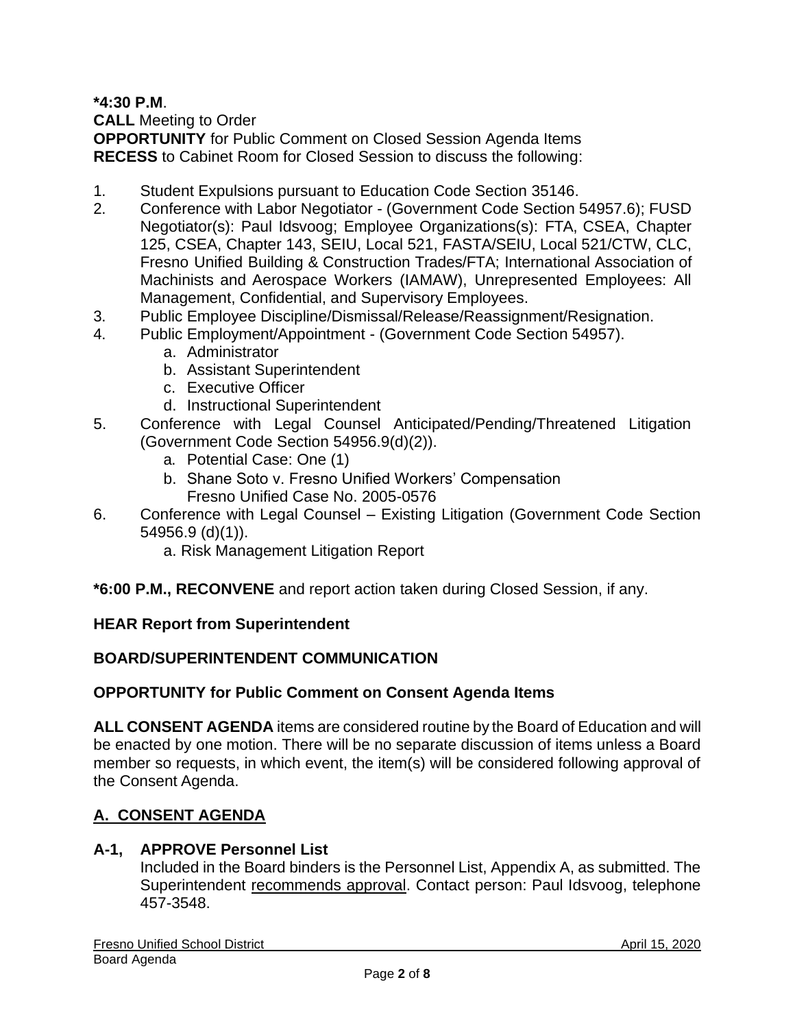**\*4:30 P.M**.
**CALL** Meeting to Order
**OPPORTUNITY** for Public Comment on Closed Session Agenda Items
**RECESS** to Cabinet Room for Closed Session to discuss the following:

1. Student Expulsions pursuant to Education Code Section 35146.
2. Conference with Labor Negotiator - (Government Code Section 54957.6); FUSD Negotiator(s): Paul Idsvoog; Employee Organizations(s): FTA, CSEA, Chapter 125, CSEA, Chapter 143, SEIU, Local 521, FASTA/SEIU, Local 521/CTW, CLC, Fresno Unified Building & Construction Trades/FTA; International Association of Machinists and Aerospace Workers (IAMAW), Unrepresented Employees: All Management, Confidential, and Supervisory Employees.
3. Public Employee Discipline/Dismissal/Release/Reassignment/Resignation.
4. Public Employment/Appointment - (Government Code Section 54957).
   a. Administrator
   b. Assistant Superintendent
   c. Executive Officer
   d. Instructional Superintendent
5. Conference with Legal Counsel Anticipated/Pending/Threatened Litigation (Government Code Section 54956.9(d)(2)).
   a. Potential Case: One (1)
   b. Shane Soto v. Fresno Unified Workers' Compensation
      Fresno Unified Case No. 2005-0576
6. Conference with Legal Counsel – Existing Litigation (Government Code Section 54956.9 (d)(1)).
   a. Risk Management Litigation Report

**\*6:00 P.M., RECONVENE** and report action taken during Closed Session, if any.

**HEAR Report from Superintendent**

**BOARD/SUPERINTENDENT COMMUNICATION**

**OPPORTUNITY for Public Comment on Consent Agenda Items**

**ALL CONSENT AGENDA** items are considered routine by the Board of Education and will be enacted by one motion. There will be no separate discussion of items unless a Board member so requests, in which event, the item(s) will be considered following approval of the Consent Agenda.

## A. CONSENT AGENDA

### A-1, APPROVE Personnel List

Included in the Board binders is the Personnel List, Appendix A, as submitted. The Superintendent recommends approval. Contact person: Paul Idsvoog, telephone 457-3548.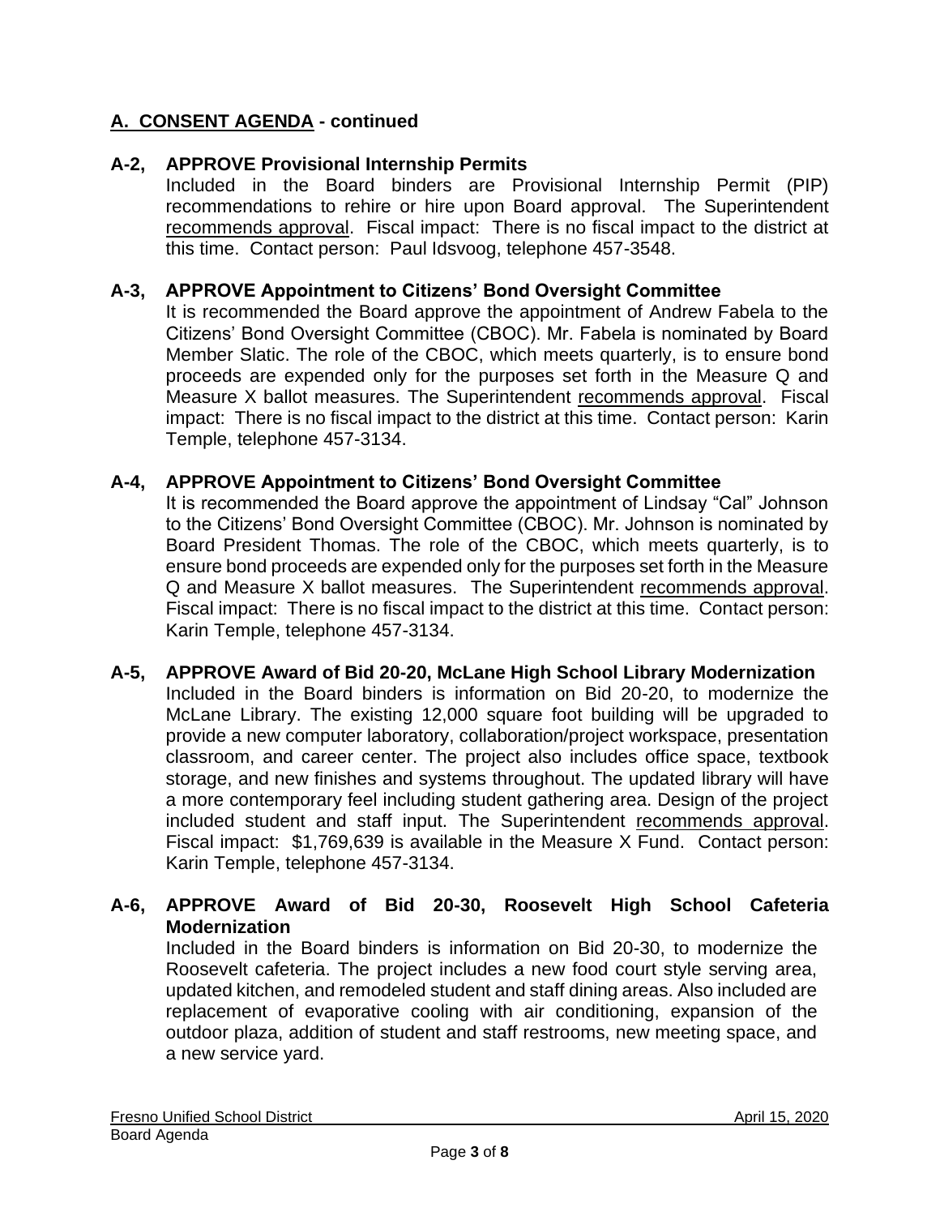## A. CONSENT AGENDA - continued

**A-2, APPROVE Provisional Internship Permits**

Included in the Board binders are Provisional Internship Permit (PIP) recommendations to rehire or hire upon Board approval. The Superintendent recommends approval. Fiscal impact: There is no fiscal impact to the district at this time. Contact person: Paul Idsvoog, telephone 457-3548.

**A-3, APPROVE Appointment to Citizens' Bond Oversight Committee**

It is recommended the Board approve the appointment of Andrew Fabela to the Citizens' Bond Oversight Committee (CBOC). Mr. Fabela is nominated by Board Member Slatic. The role of the CBOC, which meets quarterly, is to ensure bond proceeds are expended only for the purposes set forth in the Measure Q and Measure X ballot measures. The Superintendent recommends approval. Fiscal impact: There is no fiscal impact to the district at this time. Contact person: Karin Temple, telephone 457-3134.

**A-4, APPROVE Appointment to Citizens' Bond Oversight Committee**

It is recommended the Board approve the appointment of Lindsay "Cal" Johnson to the Citizens' Bond Oversight Committee (CBOC). Mr. Johnson is nominated by Board President Thomas. The role of the CBOC, which meets quarterly, is to ensure bond proceeds are expended only for the purposes set forth in the Measure Q and Measure X ballot measures. The Superintendent recommends approval. Fiscal impact: There is no fiscal impact to the district at this time. Contact person: Karin Temple, telephone 457-3134.

**A-5, APPROVE Award of Bid 20-20, McLane High School Library Modernization**

Included in the Board binders is information on Bid 20-20, to modernize the McLane Library. The existing 12,000 square foot building will be upgraded to provide a new computer laboratory, collaboration/project workspace, presentation classroom, and career center. The project also includes office space, textbook storage, and new finishes and systems throughout. The updated library will have a more contemporary feel including student gathering area. Design of the project included student and staff input. The Superintendent recommends approval. Fiscal impact: $1,769,639 is available in the Measure X Fund. Contact person: Karin Temple, telephone 457-3134.

**A-6, APPROVE Award of Bid 20-30, Roosevelt High School Cafeteria Modernization**

Included in the Board binders is information on Bid 20-30, to modernize the Roosevelt cafeteria. The project includes a new food court style serving area, updated kitchen, and remodeled student and staff dining areas. Also included are replacement of evaporative cooling with air conditioning, expansion of the outdoor plaza, addition of student and staff restrooms, new meeting space, and a new service yard.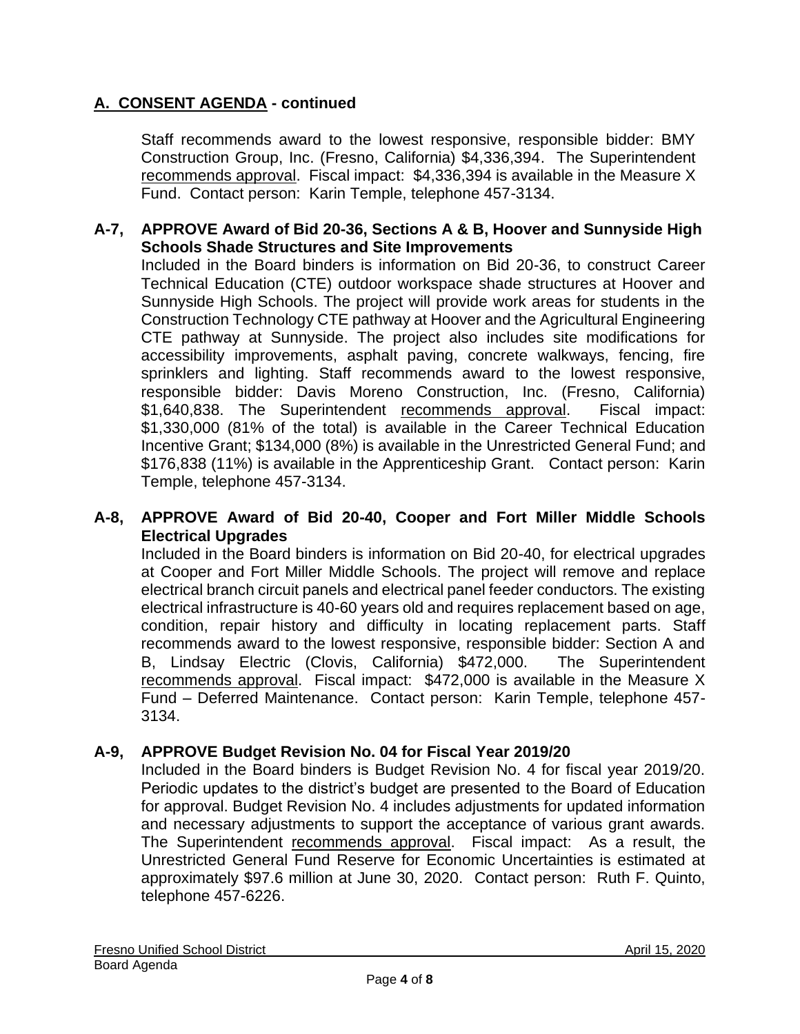## A. CONSENT AGENDA - continued

Staff recommends award to the lowest responsive, responsible bidder: BMY Construction Group, Inc. (Fresno, California) $4,336,394. The Superintendent recommends approval. Fiscal impact: $4,336,394 is available in the Measure X Fund. Contact person: Karin Temple, telephone 457-3134.

**A-7, APPROVE Award of Bid 20-36, Sections A & B, Hoover and Sunnyside High Schools Shade Structures and Site Improvements**

Included in the Board binders is information on Bid 20-36, to construct Career Technical Education (CTE) outdoor workspace shade structures at Hoover and Sunnyside High Schools. The project will provide work areas for students in the Construction Technology CTE pathway at Hoover and the Agricultural Engineering CTE pathway at Sunnyside. The project also includes site modifications for accessibility improvements, asphalt paving, concrete walkways, fencing, fire sprinklers and lighting. Staff recommends award to the lowest responsive, responsible bidder: Davis Moreno Construction, Inc. (Fresno, California) $1,640,838. The Superintendent recommends approval. Fiscal impact: $1,330,000 (81% of the total) is available in the Career Technical Education Incentive Grant; $134,000 (8%) is available in the Unrestricted General Fund; and $176,838 (11%) is available in the Apprenticeship Grant. Contact person: Karin Temple, telephone 457-3134.

**A-8, APPROVE Award of Bid 20-40, Cooper and Fort Miller Middle Schools Electrical Upgrades**

Included in the Board binders is information on Bid 20-40, for electrical upgrades at Cooper and Fort Miller Middle Schools. The project will remove and replace electrical branch circuit panels and electrical panel feeder conductors. The existing electrical infrastructure is 40-60 years old and requires replacement based on age, condition, repair history and difficulty in locating replacement parts. Staff recommends award to the lowest responsive, responsible bidder: Section A and B, Lindsay Electric (Clovis, California) $472,000. The Superintendent recommends approval. Fiscal impact: $472,000 is available in the Measure X Fund – Deferred Maintenance. Contact person: Karin Temple, telephone 457-3134.

**A-9, APPROVE Budget Revision No. 04 for Fiscal Year 2019/20**

Included in the Board binders is Budget Revision No. 4 for fiscal year 2019/20. Periodic updates to the district's budget are presented to the Board of Education for approval. Budget Revision No. 4 includes adjustments for updated information and necessary adjustments to support the acceptance of various grant awards. The Superintendent recommends approval. Fiscal impact: As a result, the Unrestricted General Fund Reserve for Economic Uncertainties is estimated at approximately $97.6 million at June 30, 2020. Contact person: Ruth F. Quinto, telephone 457-6226.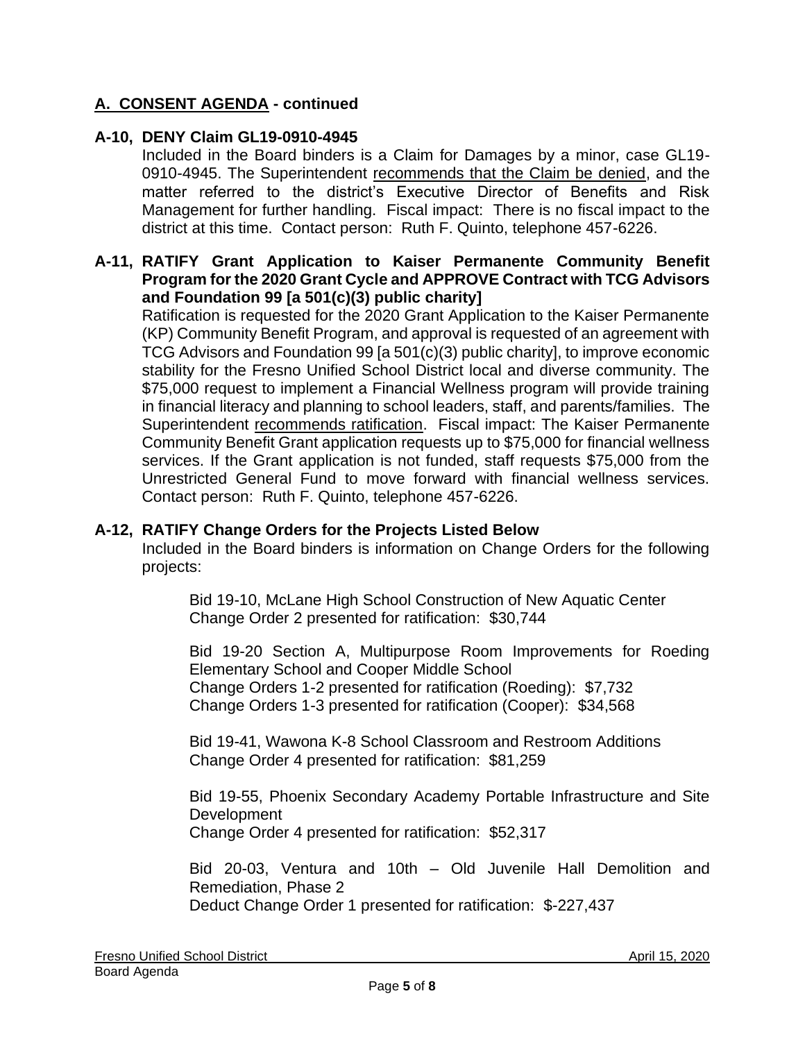## A. CONSENT AGENDA - continued

### A-10, DENY Claim GL19-0910-4945

Included in the Board binders is a Claim for Damages by a minor, case GL19-0910-4945. The Superintendent recommends that the Claim be denied, and the matter referred to the district's Executive Director of Benefits and Risk Management for further handling. Fiscal impact: There is no fiscal impact to the district at this time. Contact person: Ruth F. Quinto, telephone 457-6226.

### A-11, RATIFY Grant Application to Kaiser Permanente Community Benefit Program for the 2020 Grant Cycle and APPROVE Contract with TCG Advisors and Foundation 99 [a 501(c)(3) public charity]

Ratification is requested for the 2020 Grant Application to the Kaiser Permanente (KP) Community Benefit Program, and approval is requested of an agreement with TCG Advisors and Foundation 99 [a 501(c)(3) public charity], to improve economic stability for the Fresno Unified School District local and diverse community. The $75,000 request to implement a Financial Wellness program will provide training in financial literacy and planning to school leaders, staff, and parents/families. The Superintendent recommends ratification. Fiscal impact: The Kaiser Permanente Community Benefit Grant application requests up to $75,000 for financial wellness services. If the Grant application is not funded, staff requests $75,000 from the Unrestricted General Fund to move forward with financial wellness services. Contact person: Ruth F. Quinto, telephone 457-6226.

### A-12, RATIFY Change Orders for the Projects Listed Below

Included in the Board binders is information on Change Orders for the following projects:

Bid 19-10, McLane High School Construction of New Aquatic Center
Change Order 2 presented for ratification: $30,744

Bid 19-20 Section A, Multipurpose Room Improvements for Roeding Elementary School and Cooper Middle School
Change Orders 1-2 presented for ratification (Roeding): $7,732
Change Orders 1-3 presented for ratification (Cooper): $34,568

Bid 19-41, Wawona K-8 School Classroom and Restroom Additions
Change Order 4 presented for ratification: $81,259

Bid 19-55, Phoenix Secondary Academy Portable Infrastructure and Site Development
Change Order 4 presented for ratification: $52,317

Bid 20-03, Ventura and 10th – Old Juvenile Hall Demolition and Remediation, Phase 2
Deduct Change Order 1 presented for ratification: $-227,437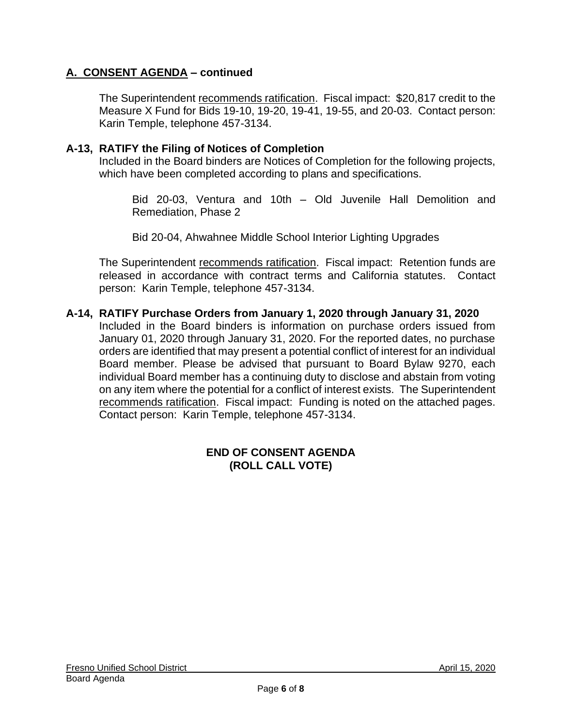## A. CONSENT AGENDA – continued

The Superintendent recommends ratification. Fiscal impact: $20,817 credit to the Measure X Fund for Bids 19-10, 19-20, 19-41, 19-55, and 20-03. Contact person: Karin Temple, telephone 457-3134.

**A-13, RATIFY the Filing of Notices of Completion**

Included in the Board binders are Notices of Completion for the following projects, which have been completed according to plans and specifications.

Bid 20-03, Ventura and 10th – Old Juvenile Hall Demolition and Remediation, Phase 2

Bid 20-04, Ahwahnee Middle School Interior Lighting Upgrades

The Superintendent recommends ratification. Fiscal impact: Retention funds are released in accordance with contract terms and California statutes. Contact person: Karin Temple, telephone 457-3134.

**A-14, RATIFY Purchase Orders from January 1, 2020 through January 31, 2020**

Included in the Board binders is information on purchase orders issued from January 01, 2020 through January 31, 2020. For the reported dates, no purchase orders are identified that may present a potential conflict of interest for an individual Board member. Please be advised that pursuant to Board Bylaw 9270, each individual Board member has a continuing duty to disclose and abstain from voting on any item where the potential for a conflict of interest exists. The Superintendent recommends ratification. Fiscal impact: Funding is noted on the attached pages. Contact person: Karin Temple, telephone 457-3134.

**END OF CONSENT AGENDA**
**(ROLL CALL VOTE)**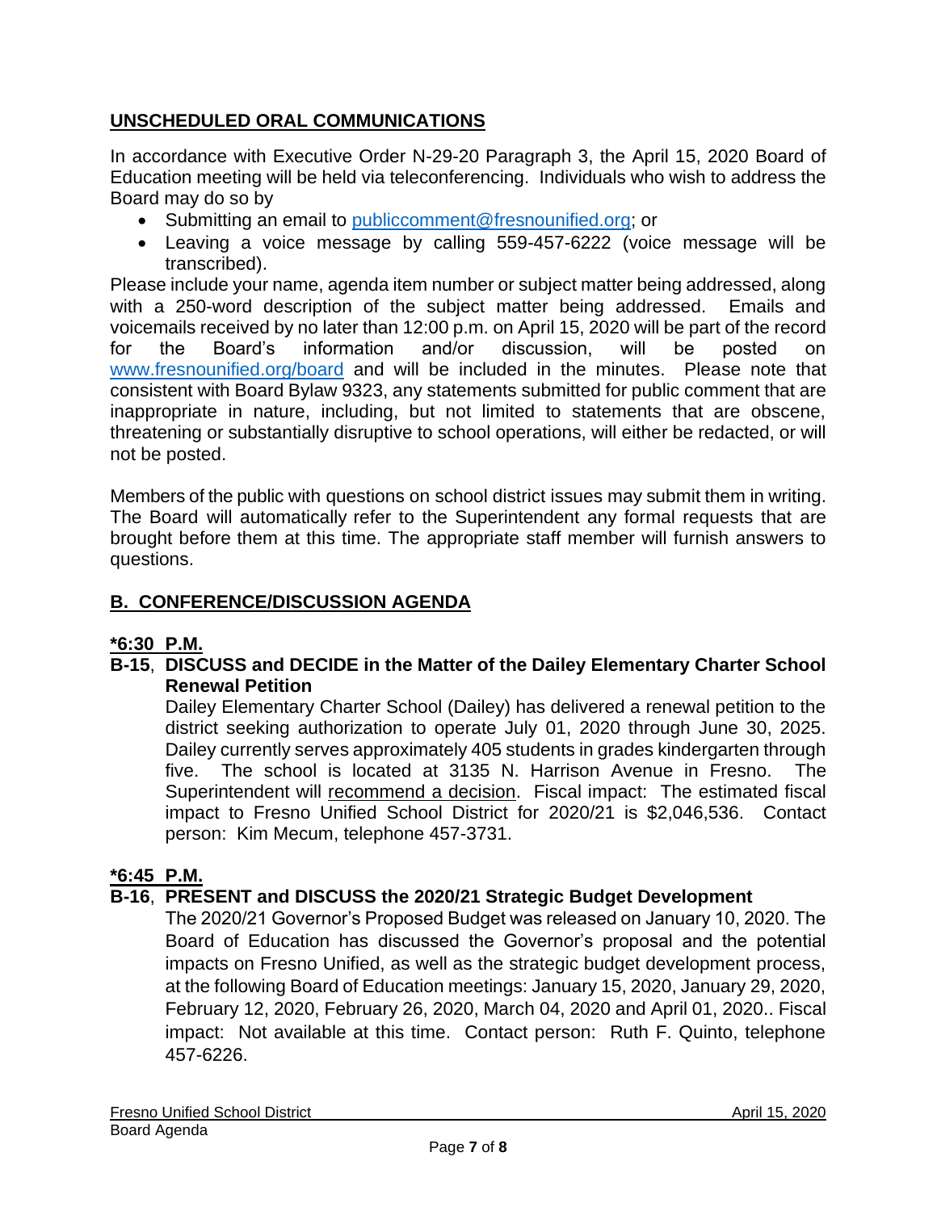## UNSCHEDULED ORAL COMMUNICATIONS

In accordance with Executive Order N-29-20 Paragraph 3, the April 15, 2020 Board of Education meeting will be held via teleconferencing. Individuals who wish to address the Board may do so by

- Submitting an email to publiccomment@fresnounified.org; or
- Leaving a voice message by calling 559-457-6222 (voice message will be transcribed).

Please include your name, agenda item number or subject matter being addressed, along with a 250-word description of the subject matter being addressed. Emails and voicemails received by no later than 12:00 p.m. on April 15, 2020 will be part of the record for the Board's information and/or discussion, will be posted on www.fresnounified.org/board and will be included in the minutes. Please note that consistent with Board Bylaw 9323, any statements submitted for public comment that are inappropriate in nature, including, but not limited to statements that are obscene, threatening or substantially disruptive to school operations, will either be redacted, or will not be posted.

Members of the public with questions on school district issues may submit them in writing. The Board will automatically refer to the Superintendent any formal requests that are brought before them at this time. The appropriate staff member will furnish answers to questions.

## B. CONFERENCE/DISCUSSION AGENDA

**\*6:30 P.M.**

**B-15, DISCUSS and DECIDE in the Matter of the Dailey Elementary Charter School Renewal Petition**

Dailey Elementary Charter School (Dailey) has delivered a renewal petition to the district seeking authorization to operate July 01, 2020 through June 30, 2025. Dailey currently serves approximately 405 students in grades kindergarten through five. The school is located at 3135 N. Harrison Avenue in Fresno. The Superintendent will recommend a decision. Fiscal impact: The estimated fiscal impact to Fresno Unified School District for 2020/21 is $2,046,536. Contact person: Kim Mecum, telephone 457-3731.

**\*6:45 P.M.**

**B-16, PRESENT and DISCUSS the 2020/21 Strategic Budget Development**

The 2020/21 Governor's Proposed Budget was released on January 10, 2020. The Board of Education has discussed the Governor's proposal and the potential impacts on Fresno Unified, as well as the strategic budget development process, at the following Board of Education meetings: January 15, 2020, January 29, 2020, February 12, 2020, February 26, 2020, March 04, 2020 and April 01, 2020.. Fiscal impact: Not available at this time. Contact person: Ruth F. Quinto, telephone 457-6226.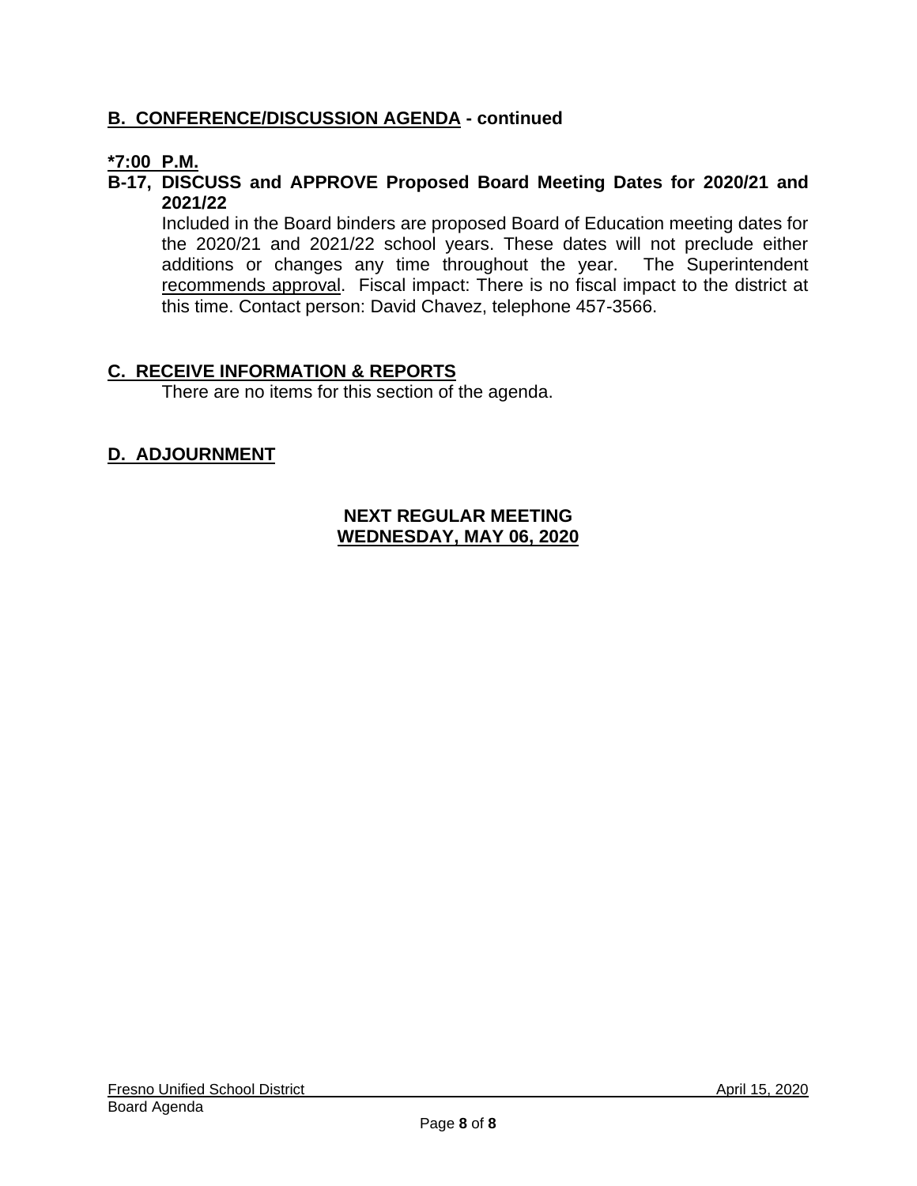## B. CONFERENCE/DISCUSSION AGENDA - continued

**\*7:00 P.M.**

**B-17, DISCUSS and APPROVE Proposed Board Meeting Dates for 2020/21 and 2021/22**

Included in the Board binders are proposed Board of Education meeting dates for the 2020/21 and 2021/22 school years. These dates will not preclude either additions or changes any time throughout the year. The Superintendent recommends approval. Fiscal impact: There is no fiscal impact to the district at this time. Contact person: David Chavez, telephone 457-3566.

## C. RECEIVE INFORMATION & REPORTS

There are no items for this section of the agenda.

## D. ADJOURNMENT

**NEXT REGULAR MEETING**
**WEDNESDAY, MAY 06, 2020**